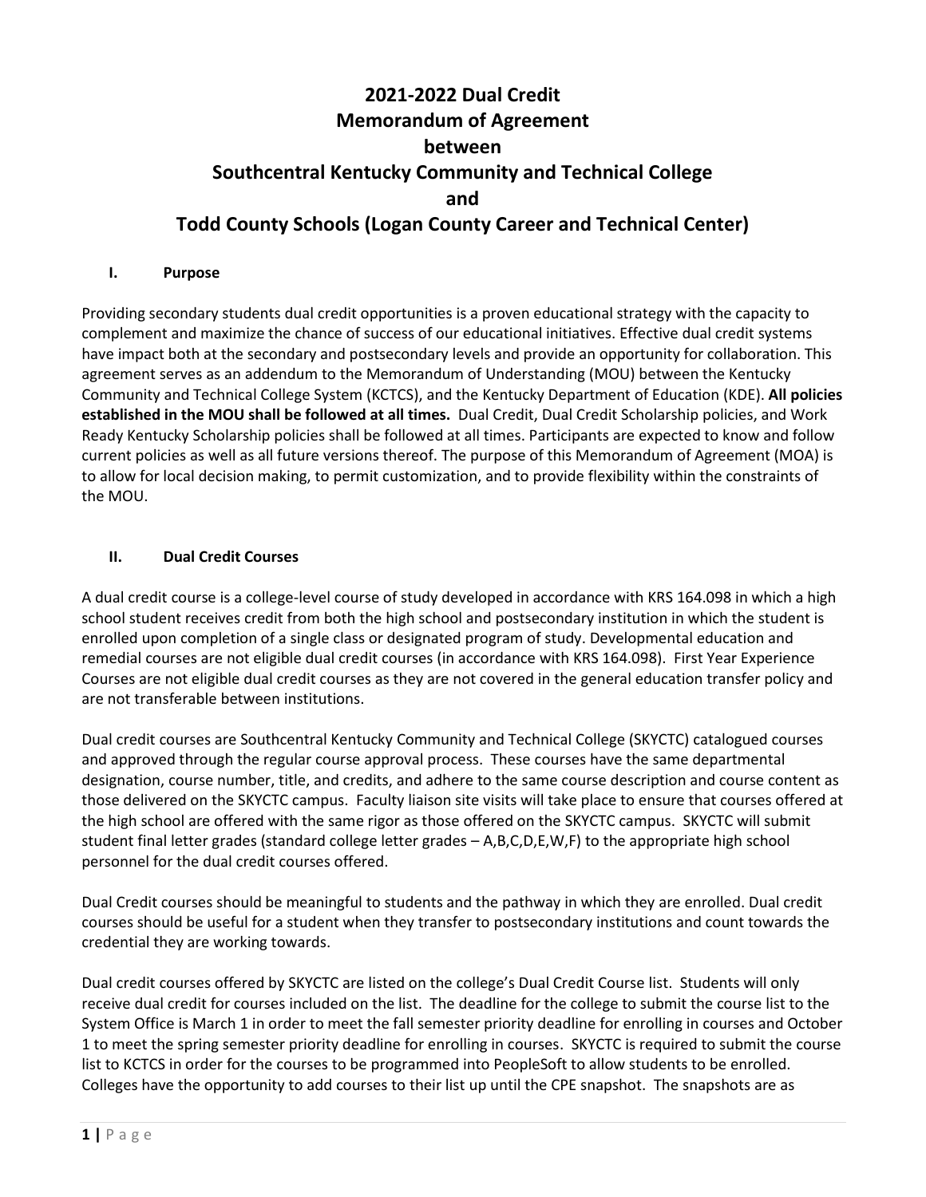# 2021-2022 Dual Credit Memorandum of Agreement between Southcentral Kentucky Community and Technical College and Todd County Schools (Logan County Career and Technical Center)

## I. Purpose

Providing secondary students dual credit opportunities is a proven educational strategy with the capacity to complement and maximize the chance of success of our educational initiatives. Effective dual credit systems have impact both at the secondary and postsecondary levels and provide an opportunity for collaboration. This agreement serves as an addendum to the Memorandum of Understanding (MOU) between the Kentucky Community and Technical College System (KCTCS), and the Kentucky Department of Education (KDE). **All policies established in the MOU shall be followed at all times.** Dual Credit, Dual Credit Scholarship policies, and Work Ready Kentucky Scholarship policies shall be followed at all times. Participants are expected to know and follow current policies as well as all future versions thereof. The purpose of this Memorandum of Agreement (MOA) is to allow for local decision making, to permit customization, and to provide flexibility within the constraints of the MOU.

## II. Dual Credit Courses

A dual credit course is a college-level course of study developed in accordance with KRS 164.098 in which a high school student receives credit from both the high school and postsecondary institution in which the student is enrolled upon completion of a single class or designated program of study. Developmental education and remedial courses are not eligible dual credit courses (in accordance with KRS 164.098). First Year Experience Courses are not eligible dual credit courses as they are not covered in the general education transfer policy and are not transferable between institutions.

Dual credit courses are Southcentral Kentucky Community and Technical College (SKYCTC) catalogued courses and approved through the regular course approval process. These courses have the same departmental designation, course number, title, and credits, and adhere to the same course description and course content as those delivered on the SKYCTC campus. Faculty liaison site visits will take place to ensure that courses offered at the high school are offered with the same rigor as those offered on the SKYCTC campus. SKYCTC will submit student final letter grades (standard college letter grades – A,B,C,D,E,W,F) to the appropriate high school personnel for the dual credit courses offered.

Dual Credit courses should be meaningful to students and the pathway in which they are enrolled. Dual credit courses should be useful for a student when they transfer to postsecondary institutions and count towards the credential they are working towards.

Dual credit courses offered by SKYCTC are listed on the college's Dual Credit Course list. Students will only receive dual credit for courses included on the list. The deadline for the college to submit the course list to the System Office is March 1 in order to meet the fall semester priority deadline for enrolling in courses and October 1 to meet the spring semester priority deadline for enrolling in courses. SKYCTC is required to submit the course list to KCTCS in order for the courses to be programmed into PeopleSoft to allow students to be enrolled. Colleges have the opportunity to add courses to their list up until the CPE snapshot. The snapshots are as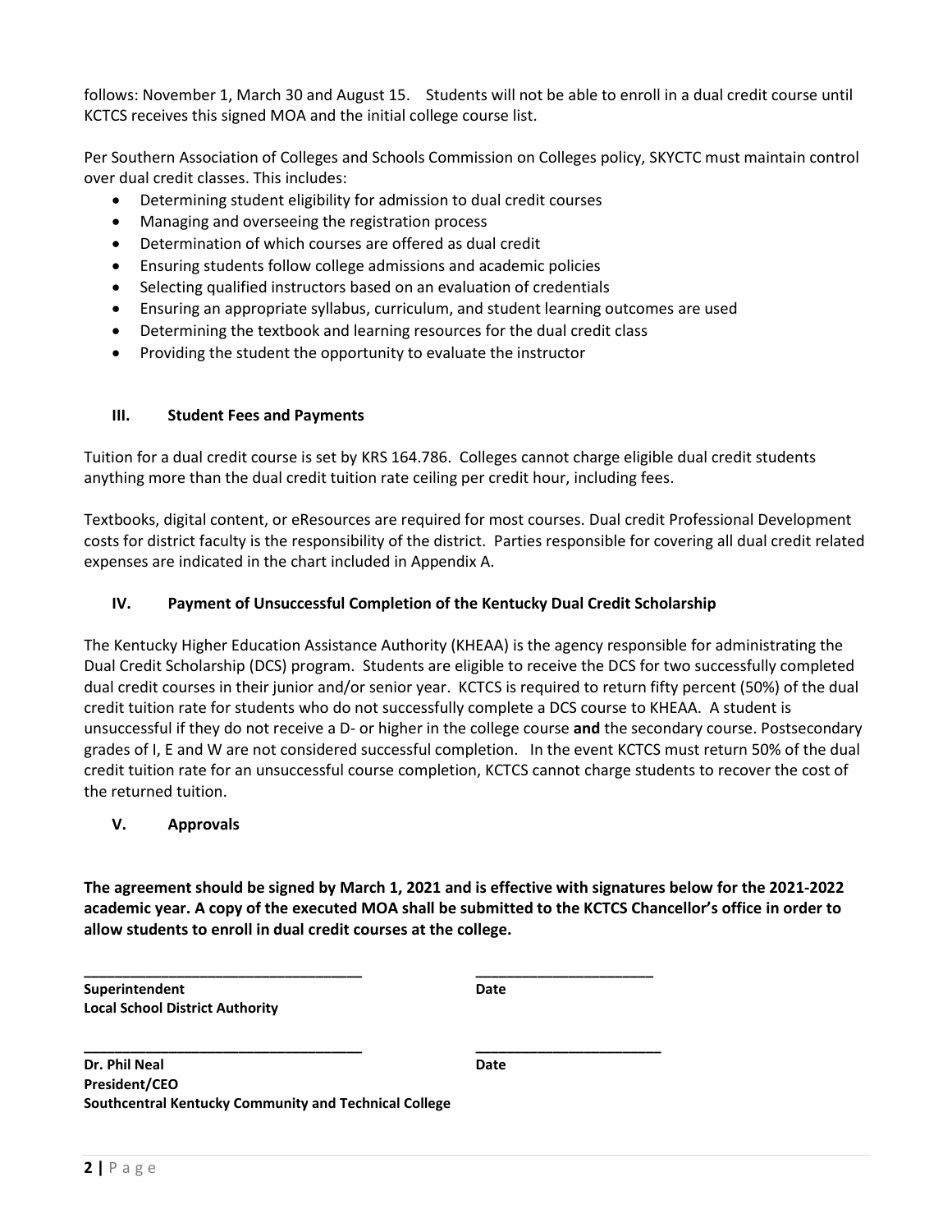follows: November 1, March 30 and August 15. Students will not be able to enroll in a dual credit course until KCTCS receives this signed MOA and the initial college course list.

Per Southern Association of Colleges and Schools Commission on Colleges policy, SKYCTC must maintain control over dual credit classes. This includes:

- Determining student eligibility for admission to dual credit courses
- Managing and overseeing the registration process
- Determination of which courses are offered as dual credit
- Ensuring students follow college admissions and academic policies
- Selecting qualified instructors based on an evaluation of credentials
- Ensuring an appropriate syllabus, curriculum, and student learning outcomes are used
- Determining the textbook and learning resources for the dual credit class
- Providing the student the opportunity to evaluate the instructor

## III. Student Fees and Payments

Tuition for a dual credit course is set by KRS 164.786. Colleges cannot charge eligible dual credit students anything more than the dual credit tuition rate ceiling per credit hour, including fees.

Textbooks, digital content, or eResources are required for most courses. Dual credit Professional Development costs for district faculty is the responsibility of the district. Parties responsible for covering all dual credit related expenses are indicated in the chart included in Appendix A.

## IV. Payment of Unsuccessful Completion of the Kentucky Dual Credit Scholarship

The Kentucky Higher Education Assistance Authority (KHEAA) is the agency responsible for administrating the Dual Credit Scholarship (DCS) program. Students are eligible to receive the DCS for two successfully completed dual credit courses in their junior and/or senior year. KCTCS is required to return fifty percent (50%) of the dual credit tuition rate for students who do not successfully complete a DCS course to KHEAA. A student is unsuccessful if they do not receive a D- or higher in the college course **and** the secondary course. Postsecondary grades of I, E and W are not considered successful completion. In the event KCTCS must return 50% of the dual credit tuition rate for an unsuccessful course completion, KCTCS cannot charge students to recover the cost of the returned tuition.

## V. Approvals

**The agreement should be signed by March 1, 2021 and is effective with signatures below for the 2021-2022 academic year. A copy of the executed MOA shall be submitted to the KCTCS Chancellor's office in order to allow students to enroll in dual credit courses at the college.**

\_\_\_\_\_\_\_\_\_\_\_\_\_\_\_\_\_\_\_\_\_\_\_\_\_\_\_\_\_\_\_\_\_\_ \_\_\_\_\_\_\_\_\_\_\_\_\_\_\_\_\_\_\_\_\_\_

**Superintendent** **Date**
**Local School District Authority**

\_\_\_\_\_\_\_\_\_\_\_\_\_\_\_\_\_\_\_\_\_\_\_\_\_\_\_\_\_\_\_\_\_\_ \_\_\_\_\_\_\_\_\_\_\_\_\_\_\_\_\_\_\_\_\_\_

**Dr. Phil Neal** **Date**
**President/CEO**
**Southcentral Kentucky Community and Technical College**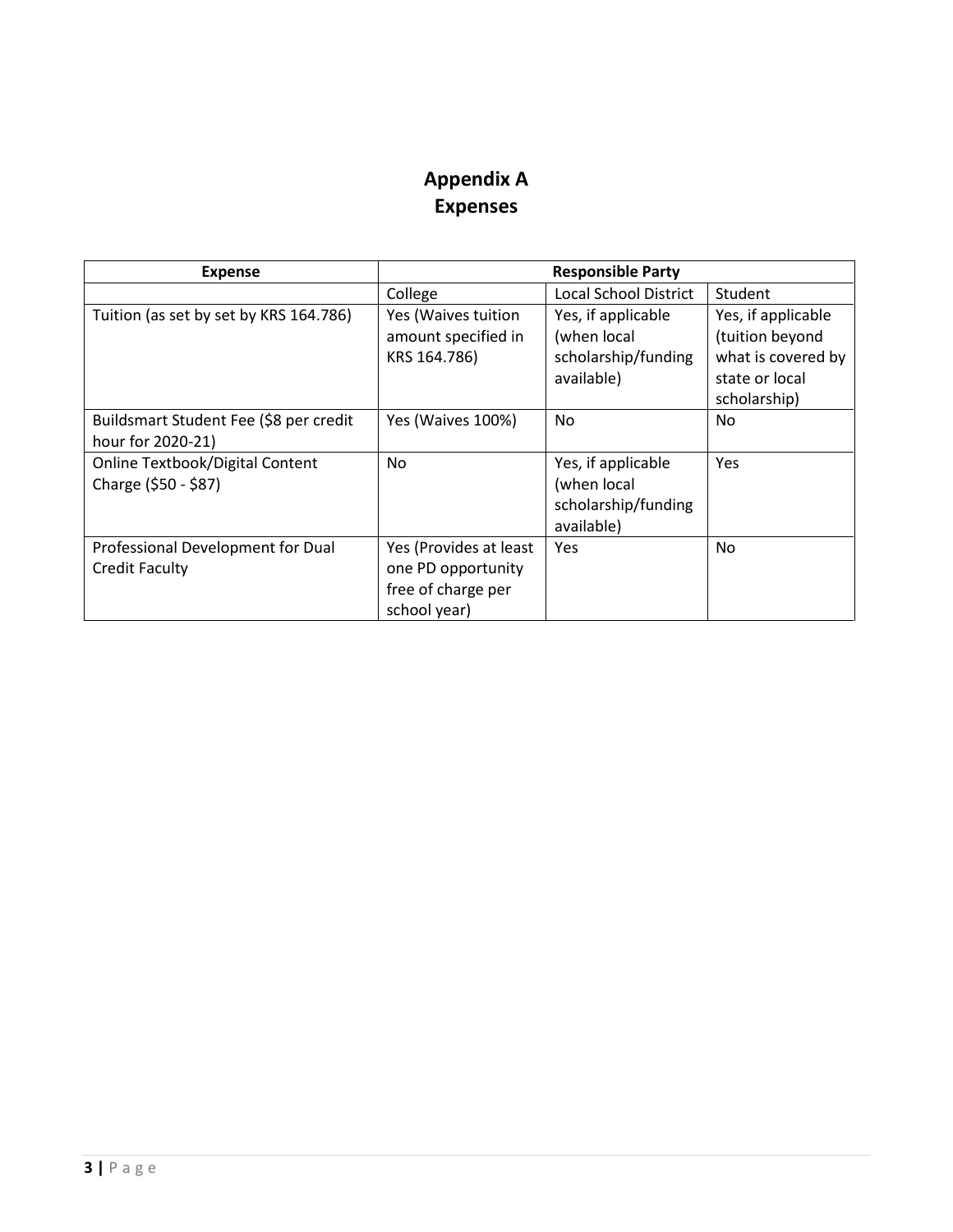# Appendix A
## Expenses

| Expense | Responsible Party | | |
|---|---|---|---|
| | College | Local School District | Student |
| Tuition (as set by set by KRS 164.786) | Yes (Waives tuition amount specified in KRS 164.786) | Yes, if applicable (when local scholarship/funding available) | Yes, if applicable (tuition beyond what is covered by state or local scholarship) |
| Buildsmart Student Fee ($8 per credit hour for 2020-21) | Yes (Waives 100%) | No | No |
| Online Textbook/Digital Content Charge ($50 - $87) | No | Yes, if applicable (when local scholarship/funding available) | Yes |
| Professional Development for Dual Credit Faculty | Yes (Provides at least one PD opportunity free of charge per school year) | Yes | No |